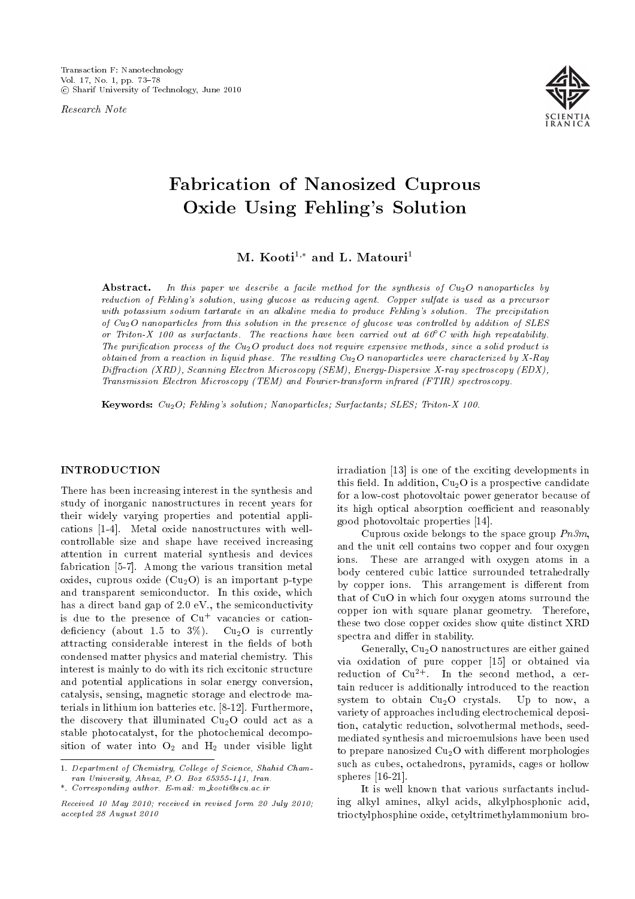*Research Note*

# Fabrication of Nanosized Cuprous Oxide Using Fehling's Solution

**M. Kooti[1,*] and L. Matouri[1]**

**Abstract.** *In this paper we describe a facile method for the synthesis of $Cu_2O$ nanoparticles by reduction of Fehling's solution, using glucose as reducing agent. Copper sulfate is used as a precursor with potassium sodium tartarate in an alkaline media to produce Fehling's solution. The precipitation of $Cu_2O$ nanoparticles from this solution in the presence of glucose was controlled by addition of SLES or Triton-X 100 as surfactants. The reactions have been carried out at 60°C with high repeatability. The purification process of the $Cu_2O$ product does not require expensive methods, since a solid product is obtained from a reaction in liquid phase. The resulting $Cu_2O$ nanoparticles were characterized by X-Ray Diffraction (XRD), Scanning Electron Microscopy (SEM), Energy-Dispersive X-ray spectroscopy (EDX), Transmission Electron Microscopy (TEM) and Fourier-transform infrared (FTIR) spectroscopy.*

**Keywords:** *$Cu_2O$; Fehling's solution; Nanoparticles; Surfactants; SLES; Triton-X 100.*

## INTRODUCTION

There has been increasing interest in the synthesis and study of inorganic nanostructures in recent years for their widely varying properties and potential applications [1-4]. Metal oxide nanostructures with well-controllable size and shape have received increasing attention in current material synthesis and devices fabrication [5-7]. Among the various transition metal oxides, cuprous oxide ($Cu_2O$) is an important p-type and transparent semiconductor. In this oxide, which has a direct band gap of 2.0 eV., the semiconductivity is due to the presence of $Cu^+$ vacancies or cation-deficiency (about 1.5 to 3%). $Cu_2O$ is currently attracting considerable interest in the fields of both condensed matter physics and material chemistry. This interest is mainly to do with its rich excitonic structure and potential applications in solar energy conversion, catalysis, sensing, magnetic storage and electrode materials in lithium ion batteries etc. [8-12]. Furthermore, the discovery that illuminated $Cu_2O$ could act as a stable photocatalyst, for the photochemical decomposition of water into $O_2$ and $H_2$ under visible light irradiation [13] is one of the exciting developments in this field. In addition, $Cu_2O$ is a prospective candidate for a low-cost photovoltaic power generator because of its high optical absorption coefficient and reasonably good photovoltaic properties [14].

Cuprous oxide belongs to the space group *Pn3m*, and the unit cell contains two copper and four oxygen ions. These are arranged with oxygen atoms in a body centered cubic lattice surrounded tetrahedrally by copper ions. This arrangement is different from that of CuO in which four oxygen atoms surround the copper ion with square planar geometry. Therefore, these two close copper oxides show quite distinct XRD spectra and differ in stability.

Generally, $Cu_2O$ nanostructures are either gained via oxidation of pure copper [15] or obtained via reduction of $Cu^{2+}$. In the second method, a certain reducer is additionally introduced to the reaction system to obtain $Cu_2O$ crystals. Up to now, a variety of approaches including electrochemical deposition, catalytic reduction, solvothermal methods, seed-mediated synthesis and microemulsions have been used to prepare nanosized $Cu_2O$ with different morphologies such as cubes, octahedrons, pyramids, cages or hollow spheres [16-21].

It is well known that various surfactants including alkyl amines, alkyl acids, alkylphosphonic acid, trioctylphosphine oxide, cetyltrimethylammonium bro-

1. *Department of Chemistry, College of Science, Shahid Chamran University, Ahvaz, P.O. Box 65355-141, Iran.*

\*. *Corresponding author. E-mail: m_kooti@scu.ac.ir*

*Received 10 May 2010; received in revised form 20 July 2010; accepted 28 August 2010*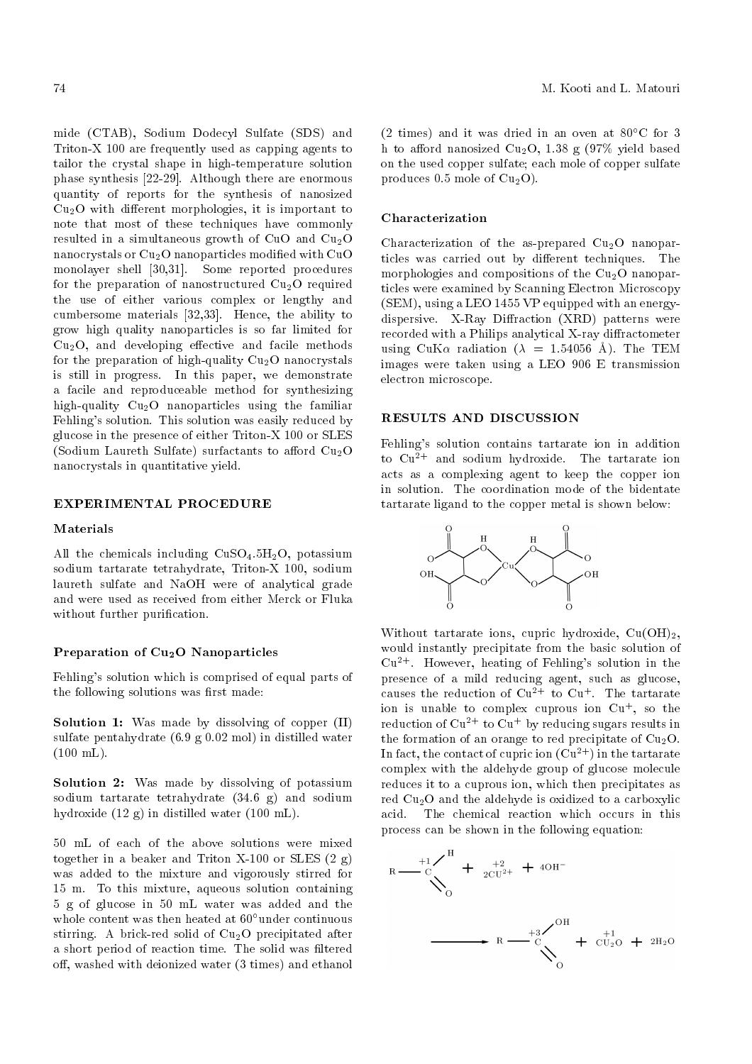mide (CTAB), Sodium Dodecyl Sulfate (SDS) and Triton-X 100 are frequently used as capping agents to tailor the crystal shape in high-temperature solution phase synthesis [22-29]. Although there are enormous quantity of reports for the synthesis of nanosized $Cu_2O$ with different morphologies, it is important to note that most of these techniques have commonly resulted in a simultaneous growth of CuO and $Cu_2O$ nanocrystals or $Cu_2O$ nanoparticles modified with CuO monolayer shell [30,31]. Some reported procedures for the preparation of nanostructured $Cu_2O$ required the use of either various complex or lengthy and cumbersome materials [32,33]. Hence, the ability to grow high quality nanoparticles is so far limited for $Cu_2O$, and developing effective and facile methods for the preparation of high-quality $Cu_2O$ nanocrystals is still in progress. In this paper, we demonstrate a facile and reproduceable method for synthesizing high-quality $Cu_2O$ nanoparticles using the familiar Fehling's solution. This solution was easily reduced by glucose in the presence of either Triton-X 100 or SLES (Sodium Laureth Sulfate) surfactants to afford $Cu_2O$ nanocrystals in quantitative yield.

## EXPERIMENTAL PROCEDURE

### Materials

All the chemicals including $CuSO_4.5H_2O$, potassium sodium tartarate tetrahydrate, Triton-X 100, sodium laureth sulfate and NaOH were of analytical grade and were used as received from either Merck or Fluka without further purification.

### Preparation of $Cu_2O$ Nanoparticles

Fehling's solution which is comprised of equal parts of the following solutions was first made:

**Solution 1:** Was made by dissolving of copper (II) sulfate pentahydrate (6.9 g 0.02 mol) in distilled water (100 mL).

**Solution 2:** Was made by dissolving of potassium sodium tartarate tetrahydrate (34.6 g) and sodium hydroxide (12 g) in distilled water (100 mL).

50 mL of each of the above solutions were mixed together in a beaker and Triton X-100 or SLES (2 g) was added to the mixture and vigorously stirred for 15 m. To this mixture, aqueous solution containing 5 g of glucose in 50 mL water was added and the whole content was then heated at 60°under continuous stirring. A brick-red solid of $Cu_2O$ precipitated after a short period of reaction time. The solid was filtered off, washed with deionized water (3 times) and ethanol (2 times) and it was dried in an oven at 80°C for 3 h to afford nanosized $Cu_2O$, 1.38 g (97% yield based on the used copper sulfate; each mole of copper sulfate produces 0.5 mole of $Cu_2O$).

### Characterization

Characterization of the as-prepared $Cu_2O$ nanoparticles was carried out by different techniques. The morphologies and compositions of the $Cu_2O$ nanoparticles were examined by Scanning Electron Microscopy (SEM), using a LEO 1455 VP equipped with an energy-dispersive. X-Ray Diffraction (XRD) patterns were recorded with a Philips analytical X-ray diffractometer using CuK$\alpha$ radiation ($\lambda$ = 1.54056 Å). The TEM images were taken using a LEO 906 E transmission electron microscope.

## RESULTS AND DISCUSSION

Fehling's solution contains tartarate ion in addition to $Cu^{2+}$ and sodium hydroxide. The tartarate ion acts as a complexing agent to keep the copper ion in solution. The coordination mode of the bidentate tartarate ligand to the copper metal is shown below:

Without tartarate ions, cupric hydroxide, $Cu(OH)_2$, would instantly precipitate from the basic solution of $Cu^{2+}$. However, heating of Fehling's solution in the presence of a mild reducing agent, such as glucose, causes the reduction of $Cu^{2+}$ to $Cu^{+}$. The tartarate ion is unable to complex cuprous ion $Cu^{+}$, so the reduction of $Cu^{2+}$ to $Cu^{+}$ by reducing sugars results in the formation of an orange to red precipitate of $Cu_2O$. In fact, the contact of cupric ion ($Cu^{2+}$) in the tartarate complex with the aldehyde group of glucose molecule reduces it to a cuprous ion, which then precipitates as red $Cu_2O$ and the aldehyde is oxidized to a carboxylic acid. The chemical reaction which occurs in this process can be shown in the following equation:

$$R-\overset{+1}{C}HO + 2\overset{+2}{Cu^{2+}} + 4OH^{-} \longrightarrow R-\overset{+3}{C}OOH + \overset{+1}{Cu_2O} + 2H_2O$$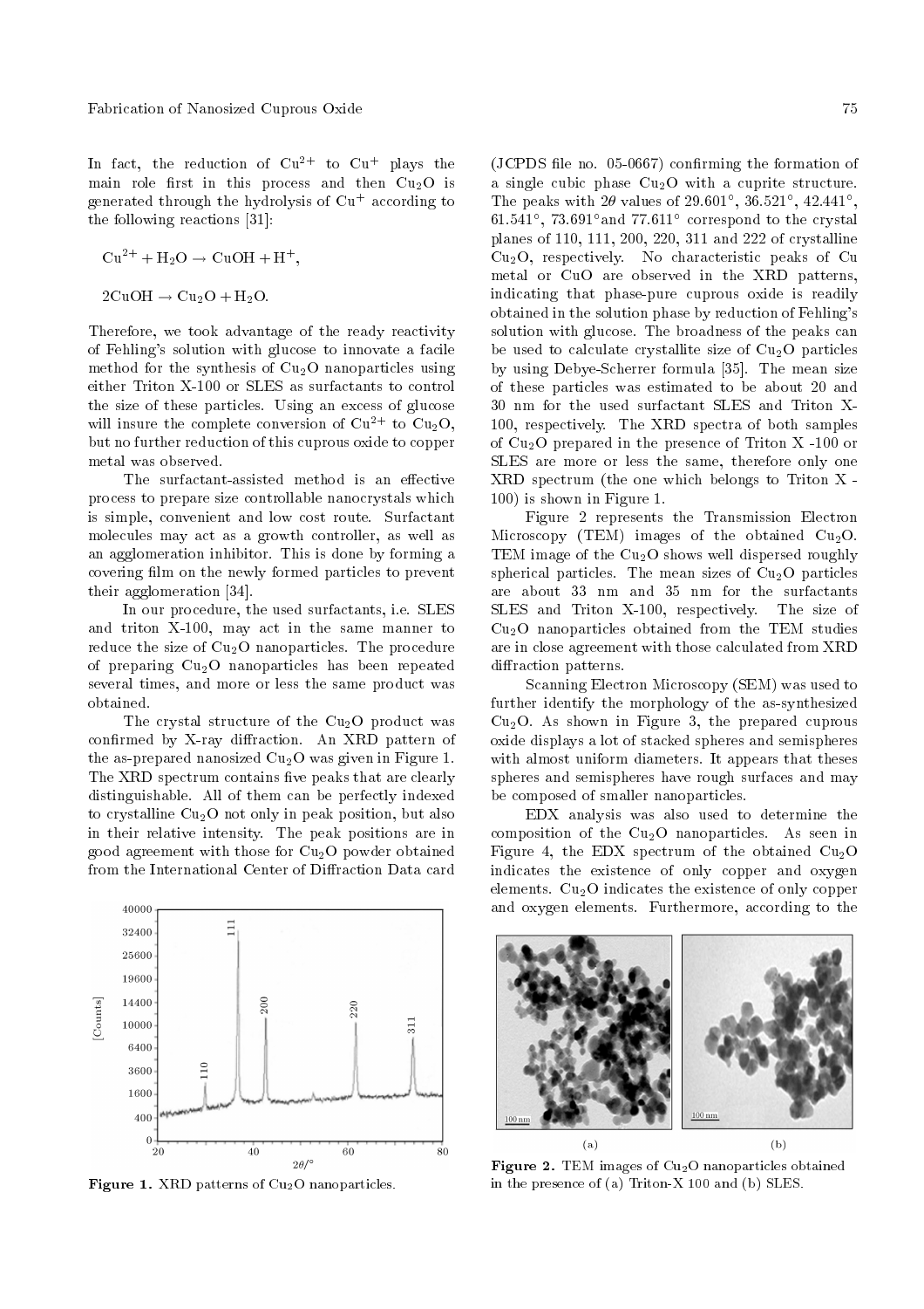In fact, the reduction of $Cu^{2+}$ to $Cu^{+}$ plays the main role first in this process and then $Cu_2O$ is generated through the hydrolysis of $Cu^{+}$ according to the following reactions [31]:

$$Cu^{2+} + H_2O \rightarrow CuOH + H^{+},$$

$$2CuOH \rightarrow Cu_2O + H_2O.$$

Therefore, we took advantage of the ready reactivity of Fehling's solution with glucose to innovate a facile method for the synthesis of $Cu_2O$ nanoparticles using either Triton X-100 or SLES as surfactants to control the size of these particles. Using an excess of glucose will insure the complete conversion of $Cu^{2+}$ to $Cu_2O$, but no further reduction of this cuprous oxide to copper metal was observed.

The surfactant-assisted method is an effective process to prepare size controllable nanocrystals which is simple, convenient and low cost route. Surfactant molecules may act as a growth controller, as well as an agglomeration inhibitor. This is done by forming a covering film on the newly formed particles to prevent their agglomeration [34].

In our procedure, the used surfactants, i.e. SLES and triton X-100, may act in the same manner to reduce the size of $Cu_2O$ nanoparticles. The procedure of preparing $Cu_2O$ nanoparticles has been repeated several times, and more or less the same product was obtained.

The crystal structure of the $Cu_2O$ product was confirmed by X-ray diffraction. An XRD pattern of the as-prepared nanosized $Cu_2O$ was given in Figure 1. The XRD spectrum contains five peaks that are clearly distinguishable. All of them can be perfectly indexed to crystalline $Cu_2O$ not only in peak position, but also in their relative intensity. The peak positions are in good agreement with those for $Cu_2O$ powder obtained from the International Center of Diffraction Data card (JCPDS file no. 05-0667) confirming the formation of a single cubic phase $Cu_2O$ with a cuprite structure. The peaks with $2\theta$ values of 29.601°, 36.521°, 42.441°, 61.541°, 73.691° and 77.611° correspond to the crystal planes of 110, 111, 200, 220, 311 and 222 of crystalline $Cu_2O$, respectively. No characteristic peaks of Cu metal or CuO are observed in the XRD patterns, indicating that phase-pure cuprous oxide is readily obtained in the solution phase by reduction of Fehling's solution with glucose. The broadness of the peaks can be used to calculate crystallite size of $Cu_2O$ particles by using Debye-Scherrer formula [35]. The mean size of these particles was estimated to be about 20 and 30 nm for the used surfactant SLES and Triton X-100, respectively. The XRD spectra of both samples of $Cu_2O$ prepared in the presence of Triton X -100 or SLES are more or less the same, therefore only one XRD spectrum (the one which belongs to Triton X - 100) is shown in Figure 1.

40000
32400
25600
19600
14400
10000
6400
3600
1600
400
0
[Counts]
110
111
200
220
311
20
40
60
80
$2\theta/°$

**Figure 1.** XRD patterns of $Cu_2O$ nanoparticles.

Figure 2 represents the Transmission Electron Microscopy (TEM) images of the obtained $Cu_2O$. TEM image of the $Cu_2O$ shows well dispersed roughly spherical particles. The mean sizes of $Cu_2O$ particles are about 33 nm and 35 nm for the surfactants SLES and Triton X-100, respectively. The size of $Cu_2O$ nanoparticles obtained from the TEM studies are in close agreement with those calculated from XRD diffraction patterns.

Scanning Electron Microscopy (SEM) was used to further identify the morphology of the as-synthesized $Cu_2O$. As shown in Figure 3, the prepared cuprous oxide displays a lot of stacked spheres and semispheres with almost uniform diameters. It appears that theses spheres and semispheres have rough surfaces and may be composed of smaller nanoparticles.

EDX analysis was also used to determine the composition of the $Cu_2O$ nanoparticles. As seen in Figure 4, the EDX spectrum of the obtained $Cu_2O$ indicates the existence of only copper and oxygen elements. $Cu_2O$ indicates the existence of only copper and oxygen elements. Furthermore, according to the

100 nm
100 nm
(a)
(b)

**Figure 2.** TEM images of $Cu_2O$ nanoparticles obtained in the presence of (a) Triton-X 100 and (b) SLES.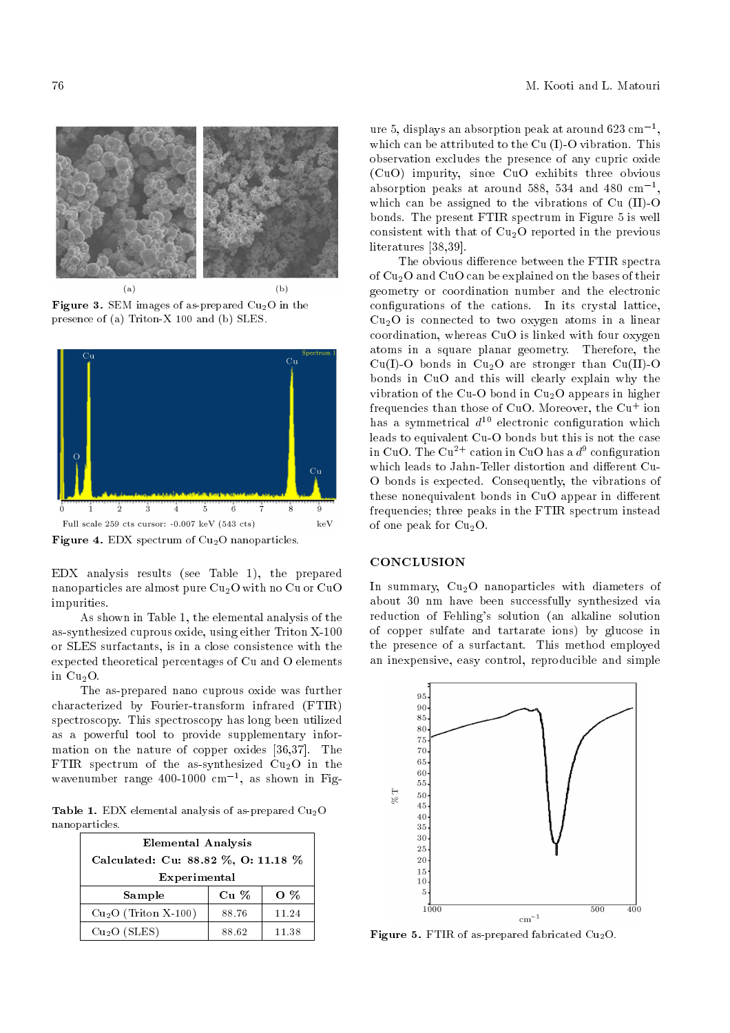(a) (b)

**Figure 3.** SEM images of as-prepared $Cu_2O$ in the presence of (a) Triton-X 100 and (b) SLES.

Cu
Cu
O
Cu
Spectrum 1
0 1 2 3 4 5 6 7 8 9
Full scale 259 cts cursor: -0.007 keV (543 cts) keV

**Figure 4.** EDX spectrum of $Cu_2O$ nanoparticles.

EDX analysis results (see Table 1), the prepared nanoparticles are almost pure $Cu_2O$ with no Cu or CuO impurities.

As shown in Table 1, the elemental analysis of the as-synthesized cuprous oxide, using either Triton X-100 or SLES surfactants, is in a close consistence with the expected theoretical percentages of Cu and O elements in $Cu_2O$.

The as-prepared nano cuprous oxide was further characterized by Fourier-transform infrared (FTIR) spectroscopy. This spectroscopy has long been utilized as a powerful tool to provide supplementary information on the nature of copper oxides [36,37]. The FTIR spectrum of the as-synthesized $Cu_2O$ in the wavenumber range 400-1000 $cm^{-1}$, as shown in Figure 5, displays an absorption peak at around 623 $cm^{-1}$, which can be attributed to the Cu (I)-O vibration. This observation excludes the presence of any cupric oxide (CuO) impurity, since CuO exhibits three obvious absorption peaks at around 588, 534 and 480 $cm^{-1}$, which can be assigned to the vibrations of Cu (II)-O bonds. The present FTIR spectrum in Figure 5 is well consistent with that of $Cu_2O$ reported in the previous literatures [38,39].

**Table 1.** EDX elemental analysis of as-prepared $Cu_2O$ nanoparticles.

| Elemental Analysis | | |
|---|---|---|
| **Calculated: Cu: 88.82 %, O: 11.18 %** | | |
| **Experimental** | | |
| **Sample** | **Cu %** | **O %** |
| $Cu_2O$ (Triton X-100) | 88.76 | 11.24 |
| $Cu_2O$ (SLES) | 88.62 | 11.38 |

The obvious difference between the FTIR spectra of $Cu_2O$ and CuO can be explained on the bases of their geometry or coordination number and the electronic configurations of the cations. In its crystal lattice, $Cu_2O$ is connected to two oxygen atoms in a linear coordination, whereas CuO is linked with four oxygen atoms in a square planar geometry. Therefore, the Cu(I)-O bonds in $Cu_2O$ are stronger than Cu(II)-O bonds in CuO and this will clearly explain why the vibration of the Cu-O bond in $Cu_2O$ appears in higher frequencies than those of CuO. Moreover, the $Cu^{+}$ ion has a symmetrical $d^{10}$ electronic configuration which leads to equivalent Cu-O bonds but this is not the case in CuO. The $Cu^{2+}$ cation in CuO has a $d^9$ configuration which leads to Jahn-Teller distortion and different Cu-O bonds is expected. Consequently, the vibrations of these nonequivalent bonds in CuO appear in different frequencies; three peaks in the FTIR spectrum instead of one peak for $Cu_2O$.

## CONCLUSION

In summary, $Cu_2O$ nanoparticles with diameters of about 30 nm have been successfully synthesized via reduction of Fehling's solution (an alkaline solution of copper sulfate and tartarate ions) by glucose in the presence of a surfactant. This method employed an inexpensive, easy control, reproducible and simple

95
90
85
80
75
70
65
60
55
50
45
40
35
30
25
20
15
10
5
% T
1000 500 400
$cm^{-1}$

**Figure 5.** FTIR of as-prepared fabricated $Cu_2O$.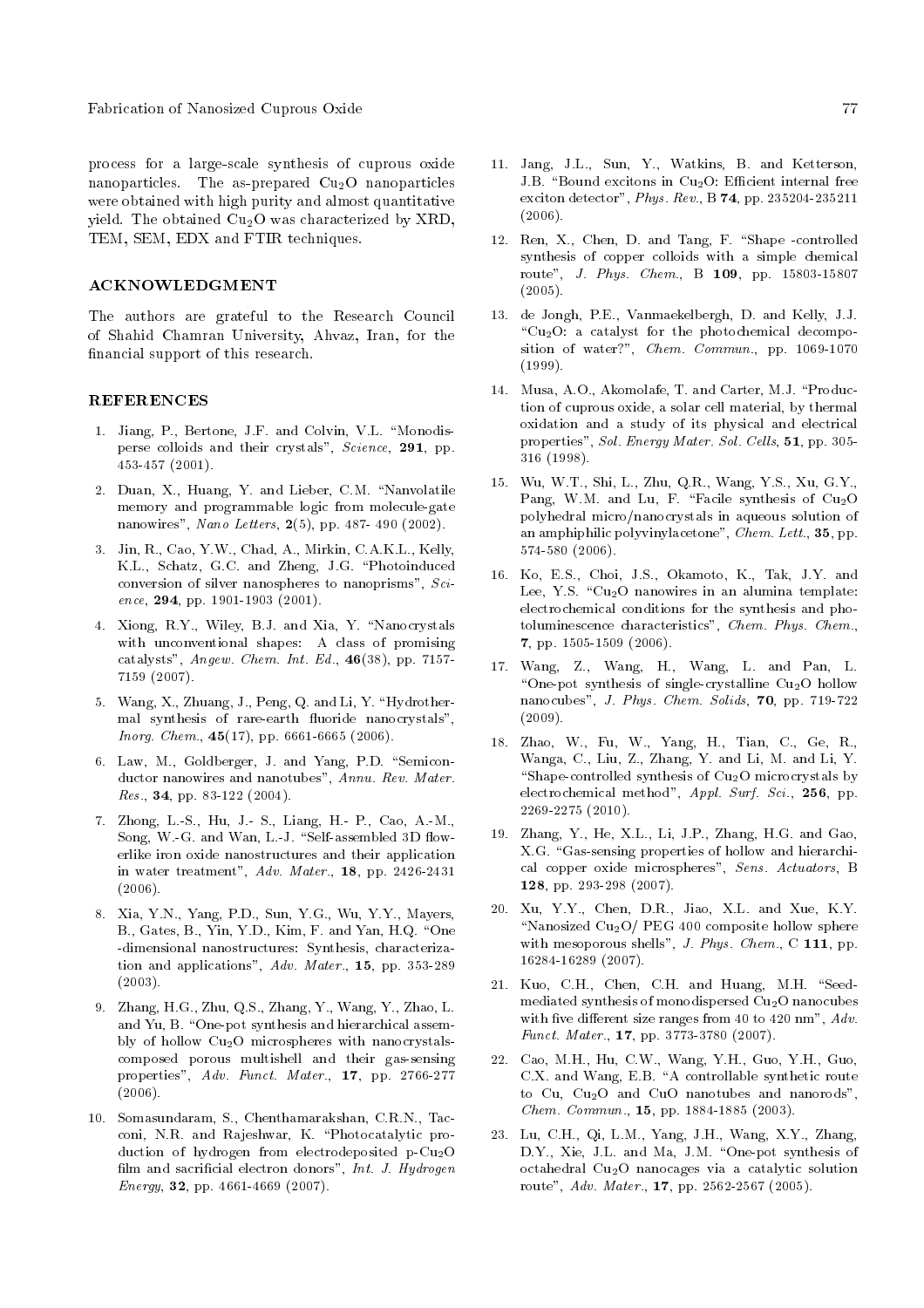process for a large-scale synthesis of cuprous oxide nanoparticles. The as-prepared $Cu_2O$ nanoparticles were obtained with high purity and almost quantitative yield. The obtained $Cu_2O$ was characterized by XRD, TEM, SEM, EDX and FTIR techniques.

## ACKNOWLEDGMENT

The authors are grateful to the Research Council of Shahid Chamran University, Ahvaz, Iran, for the financial support of this research.

## REFERENCES

1. Jiang, P., Bertone, J.F. and Colvin, V.L. "Monodisperse colloids and their crystals", *Science*, **291**, pp. 453-457 (2001).
2. Duan, X., Huang, Y. and Lieber, C.M. "Nanvolatile memory and programmable logic from molecule-gate nanowires", *Nano Letters*, **2**(5), pp. 487- 490 (2002).
3. Jin, R., Cao, Y.W., Chad, A., Mirkin, C.A.K.L., Kelly, K.L., Schatz, G.C. and Zheng, J.G. "Photoinduced conversion of silver nanospheres to nanoprisms", *Science*, **294**, pp. 1901-1903 (2001).
4. Xiong, R.Y., Wiley, B.J. and Xia, Y. "Nanocrystals with unconventional shapes: A class of promising catalysts", *Angew. Chem. Int. Ed.*, **46**(38), pp. 7157-7159 (2007).
5. Wang, X., Zhuang, J., Peng, Q. and Li, Y. "Hydrothermal synthesis of rare-earth fluoride nanocrystals", *Inorg. Chem.*, **45**(17), pp. 6661-6665 (2006).
6. Law, M., Goldberger, J. and Yang, P.D. "Semiconductor nanowires and nanotubes", *Annu. Rev. Mater. Res.*, **34**, pp. 83-122 (2004).
7. Zhong, L.-S., Hu, J.- S., Liang, H.- P., Cao, A.-M., Song, W.-G. and Wan, L.-J. "Self-assembled 3D flowerlike iron oxide nanostructures and their application in water treatment", *Adv. Mater.*, **18**, pp. 2426-2431 (2006).
8. Xia, Y.N., Yang, P.D., Sun, Y.G., Wu, Y.Y., Mayers, B., Gates, B., Yin, Y.D., Kim, F. and Yan, H.Q. "One -dimensional nanostructures: Synthesis, characterization and applications", *Adv. Mater.*, **15**, pp. 353-289 (2003).
9. Zhang, H.G., Zhu, Q.S., Zhang, Y., Wang, Y., Zhao, L. and Yu, B. "One-pot synthesis and hierarchical assembly of hollow $Cu_2O$ microspheres with nanocrystals-composed porous multishell and their gas-sensing properties", *Adv. Funct. Mater.*, **17**, pp. 2766-277 (2006).
10. Somasundaram, S., Chenthamarakshan, C.R.N., Tacconi, N.R. and Rajeshwar, K. "Photocatalytic production of hydrogen from electrodeposited p-$Cu_2O$ film and sacrificial electron donors", *Int. J. Hydrogen Energy*, **32**, pp. 4661-4669 (2007).
11. Jang, J.L., Sun, Y., Watkins, B. and Ketterson, J.B. "Bound excitons in $Cu_2O$: Efficient internal free exciton detector", *Phys. Rev.*, B **74**, pp. 235204-235211 (2006).
12. Ren, X., Chen, D. and Tang, F. "Shape -controlled synthesis of copper colloids with a simple chemical route", *J. Phys. Chem.*, B **109**, pp. 15803-15807 (2005).
13. de Jongh, P.E., Vanmaekelbergh, D. and Kelly, J.J. "$Cu_2O$: a catalyst for the photochemical decomposition of water?", *Chem. Commun.*, pp. 1069-1070 (1999).
14. Musa, A.O., Akomolafe, T. and Carter, M.J. "Production of cuprous oxide, a solar cell material, by thermal oxidation and a study of its physical and electrical properties", *Sol. Energy Mater. Sol. Cells*, **51**, pp. 305-316 (1998).
15. Wu, W.T., Shi, L., Zhu, Q.R., Wang, Y.S., Xu, G.Y., Pang, W.M. and Lu, F. "Facile synthesis of $Cu_2O$ polyhedral micro/nanocrystals in aqueous solution of an amphiphilic polyvinylacetone", *Chem. Lett.*, **35**, pp. 574-580 (2006).
16. Ko, E.S., Choi, J.S., Okamoto, K., Tak, J.Y. and Lee, Y.S. "$Cu_2O$ nanowires in an alumina template: electrochemical conditions for the synthesis and photoluminescence characteristics", *Chem. Phys. Chem.*, **7**, pp. 1505-1509 (2006).
17. Wang, Z., Wang, H., Wang, L. and Pan, L. "One-pot synthesis of single-crystalline $Cu_2O$ hollow nanocubes", *J. Phys. Chem. Solids*, **70**, pp. 719-722 (2009).
18. Zhao, W., Fu, W., Yang, H., Tian, C., Ge, R., Wanga, C., Liu, Z., Zhang, Y. and Li, M. and Li, Y. "Shape-controlled synthesis of $Cu_2O$ microcrystals by electrochemical method", *Appl. Surf. Sci.*, **256**, pp. 2269-2275 (2010).
19. Zhang, Y., He, X.L., Li, J.P., Zhang, H.G. and Gao, X.G. "Gas-sensing properties of hollow and hierarchical copper oxide microspheres", *Sens. Actuators*, B **128**, pp. 293-298 (2007).
20. Xu, Y.Y., Chen, D.R., Jiao, X.L. and Xue, K.Y. "Nanosized $Cu_2O$/ PEG 400 composite hollow sphere with mesoporous shells", *J. Phys. Chem.*, C **111**, pp. 16284-16289 (2007).
21. Kuo, C.H., Chen, C.H. and Huang, M.H. "Seed-mediated synthesis of monodispersed $Cu_2O$ nanocubes with five different size ranges from 40 to 420 nm", *Adv. Funct. Mater.*, **17**, pp. 3773-3780 (2007).
22. Cao, M.H., Hu, C.W., Wang, Y.H., Guo, Y.H., Guo, C.X. and Wang, E.B. "A controllable synthetic route to Cu, $Cu_2O$ and CuO nanotubes and nanorods", *Chem. Commun.*, **15**, pp. 1884-1885 (2003).
23. Lu, C.H., Qi, L.M., Yang, J.H., Wang, X.Y., Zhang, D.Y., Xie, J.L. and Ma, J.M. "One-pot synthesis of octahedral $Cu_2O$ nanocages via a catalytic solution route", *Adv. Mater.*, **17**, pp. 2562-2567 (2005).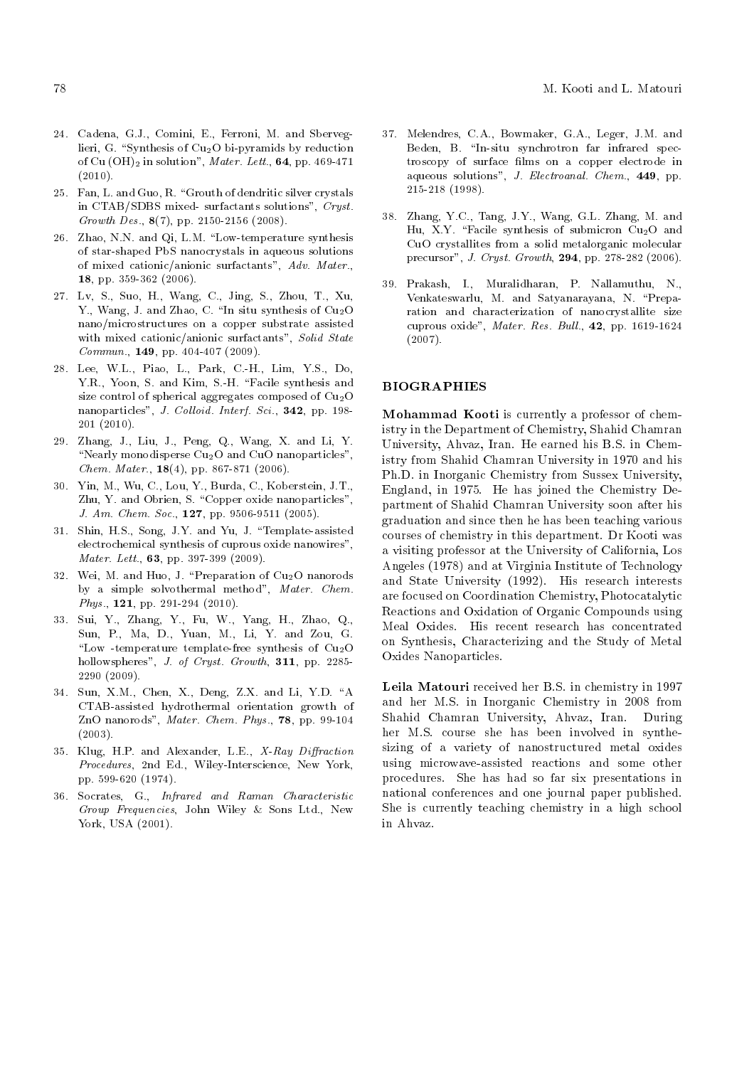24. Cadena, G.J., Comini, E., Ferroni, M. and Sberveglieri, G. "Synthesis of $Cu_2O$ bi-pyramids by reduction of Cu $(OH)_2$ in solution", *Mater. Lett.*, **64**, pp. 469-471 (2010).

25. Fan, L. and Guo, R. "Grouth of dendritic silver crystals in CTAB/SDBS mixed- surfactants solutions", *Cryst. Growth Des.*, **8**(7), pp. 2150-2156 (2008).

26. Zhao, N.N. and Qi, L.M. "Low-temperature synthesis of star-shaped PbS nanocrystals in aqueous solutions of mixed cationic/anionic surfactants", *Adv. Mater.*, **18**, pp. 359-362 (2006).

27. Lv, S., Suo, H., Wang, C., Jing, S., Zhou, T., Xu, Y., Wang, J. and Zhao, C. "In situ synthesis of $Cu_2O$ nano/microstructures on a copper substrate assisted with mixed cationic/anionic surfactants", *Solid State Commun.*, **149**, pp. 404-407 (2009).

28. Lee, W.L., Piao, L., Park, C.-H., Lim, Y.S., Do, Y.R., Yoon, S. and Kim, S.-H. "Facile synthesis and size control of spherical aggregates composed of $Cu_2O$ nanoparticles", *J. Colloid. Interf. Sci.*, **342**, pp. 198-201 (2010).

29. Zhang, J., Liu, J., Peng, Q., Wang, X. and Li, Y. "Nearly monodisperse $Cu_2O$ and CuO nanoparticles", *Chem. Mater.*, **18**(4), pp. 867-871 (2006).

30. Yin, M., Wu, C., Lou, Y., Burda, C., Koberstein, J.T., Zhu, Y. and Obrien, S. "Copper oxide nanoparticles", *J. Am. Chem. Soc.*, **127**, pp. 9506-9511 (2005).

31. Shin, H.S., Song, J.Y. and Yu, J. "Template-assisted electrochemical synthesis of cuprous oxide nanowires", *Mater. Lett.*, **63**, pp. 397-399 (2009).

32. Wei, M. and Huo, J. "Preparation of $Cu_2O$ nanorods by a simple solvothermal method", *Mater. Chem. Phys.*, **121**, pp. 291-294 (2010).

33. Sui, Y., Zhang, Y., Fu, W., Yang, H., Zhao, Q., Sun, P., Ma, D., Yuan, M., Li, Y. and Zou, G. "Low -temperature template-free synthesis of $Cu_2O$ hollowspheres", *J. of Cryst. Growth*, **311**, pp. 2285-2290 (2009).

34. Sun, X.M., Chen, X., Deng, Z.X. and Li, Y.D. "A CTAB-assisted hydrothermal orientation growth of ZnO nanorods", *Mater. Chem. Phys.*, **78**, pp. 99-104 (2003).

35. Klug, H.P. and Alexander, L.E., *X-Ray Diffraction Procedures*, 2nd Ed., Wiley-Interscience, New York, pp. 599-620 (1974).

36. Socrates, G., *Infrared and Raman Characteristic Group Frequencies*, John Wiley & Sons Ltd., New York, USA (2001).

37. Melendres, C.A., Bowmaker, G.A., Leger, J.M. and Beden, B. "In-situ synchrotron far infrared spectroscopy of surface films on a copper electrode in aqueous solutions", *J. Electroanal. Chem.*, **449**, pp. 215-218 (1998).

38. Zhang, Y.C., Tang, J.Y., Wang, G.L. Zhang, M. and Hu, X.Y. "Facile synthesis of submicron $Cu_2O$ and CuO crystallites from a solid metalorganic molecular precursor", *J. Cryst. Growth*, **294**, pp. 278-282 (2006).

39. Prakash, I., Muralidharan, P. Nallamuthu, N., Venkateswarlu, M. and Satyanarayana, N. "Preparation and characterization of nanocrystallite size cuprous oxide", *Mater. Res. Bull.*, **42**, pp. 1619-1624 (2007).

## BIOGRAPHIES

**Mohammad Kooti** is currently a professor of chemistry in the Department of Chemistry, Shahid Chamran University, Ahvaz, Iran. He earned his B.S. in Chemistry from Shahid Chamran University in 1970 and his Ph.D. in Inorganic Chemistry from Sussex University, England, in 1975. He has joined the Chemistry Department of Shahid Chamran University soon after his graduation and since then he has been teaching various courses of chemistry in this department. Dr Kooti was a visiting professor at the University of California, Los Angeles (1978) and at Virginia Institute of Technology and State University (1992). His research interests are focused on Coordination Chemistry, Photocatalytic Reactions and Oxidation of Organic Compounds using Meal Oxides. His recent research has concentrated on Synthesis, Characterizing and the Study of Metal Oxides Nanoparticles.

**Leila Matouri** received her B.S. in chemistry in 1997 and her M.S. in Inorganic Chemistry in 2008 from Shahid Chamran University, Ahvaz, Iran. During her M.S. course she has been involved in synthesizing of a variety of nanostructured metal oxides using microwave-assisted reactions and some other procedures. She has had so far six presentations in national conferences and one journal paper published. She is currently teaching chemistry in a high school in Ahvaz.